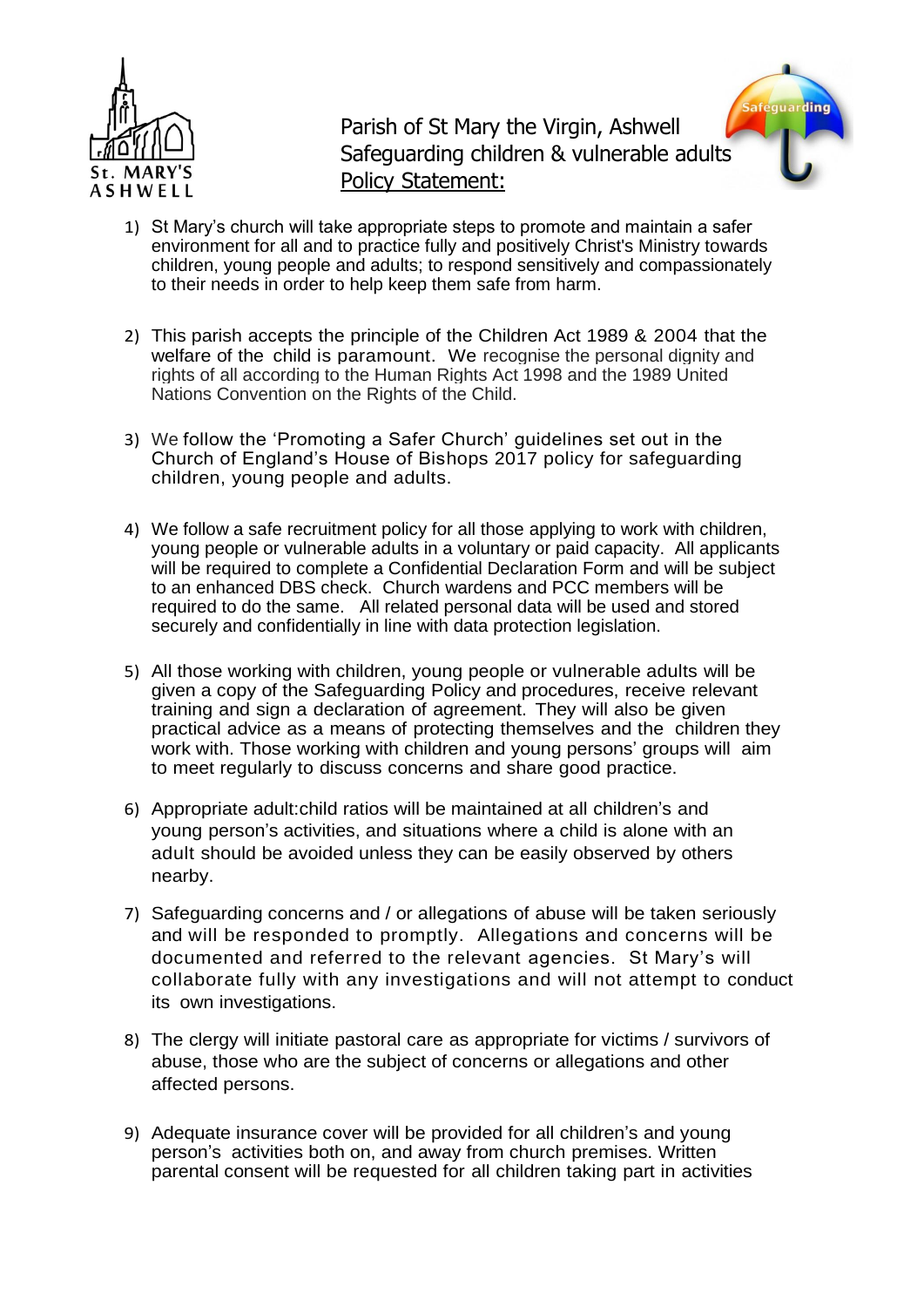St. MARY'S ASHWELL

# Parish of St Mary the Virgin, Ashwell
## Safeguarding children & vulnerable adults
## Policy Statement:

1) St Mary's church will take appropriate steps to promote and maintain a safer environment for all and to practice fully and positively Christ's Ministry towards children, young people and adults; to respond sensitively and compassionately to their needs in order to help keep them safe from harm.

2) This parish accepts the principle of the Children Act 1989 & 2004 that the welfare of the child is paramount. We recognise the personal dignity and rights of all according to the Human Rights Act 1998 and the 1989 United Nations Convention on the Rights of the Child.

3) We follow the 'Promoting a Safer Church' guidelines set out in the Church of England's House of Bishops 2017 policy for safeguarding children, young people and adults.

4) We follow a safe recruitment policy for all those applying to work with children, young people or vulnerable adults in a voluntary or paid capacity. All applicants will be required to complete a Confidential Declaration Form and will be subject to an enhanced DBS check. Church wardens and PCC members will be required to do the same. All related personal data will be used and stored securely and confidentially in line with data protection legislation.

5) All those working with children, young people or vulnerable adults will be given a copy of the Safeguarding Policy and procedures, receive relevant training and sign a declaration of agreement. They will also be given practical advice as a means of protecting themselves and the children they work with. Those working with children and young persons' groups will aim to meet regularly to discuss concerns and share good practice.

6) Appropriate adult:child ratios will be maintained at all children's and young person's activities, and situations where a child is alone with an adult should be avoided unless they can be easily observed by others nearby.

7) Safeguarding concerns and / or allegations of abuse will be taken seriously and will be responded to promptly. Allegations and concerns will be documented and referred to the relevant agencies. St Mary's will collaborate fully with any investigations and will not attempt to conduct its own investigations.

8) The clergy will initiate pastoral care as appropriate for victims / survivors of abuse, those who are the subject of concerns or allegations and other affected persons.

9) Adequate insurance cover will be provided for all children's and young person's activities both on, and away from church premises. Written parental consent will be requested for all children taking part in activities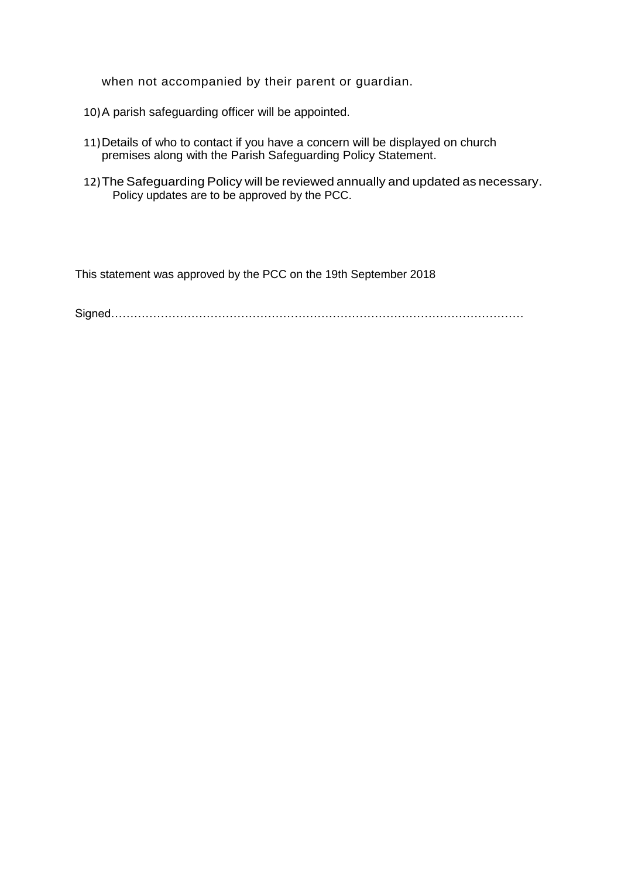when not accompanied by their parent or guardian.

10) A parish safeguarding officer will be appointed.

11) Details of who to contact if you have a concern will be displayed on church premises along with the Parish Safeguarding Policy Statement.

12) The Safeguarding Policy will be reviewed annually and updated as necessary. Policy updates are to be approved by the PCC.

This statement was approved by the PCC on the 19th September 2018

Signed………………………………………………………………………………………………